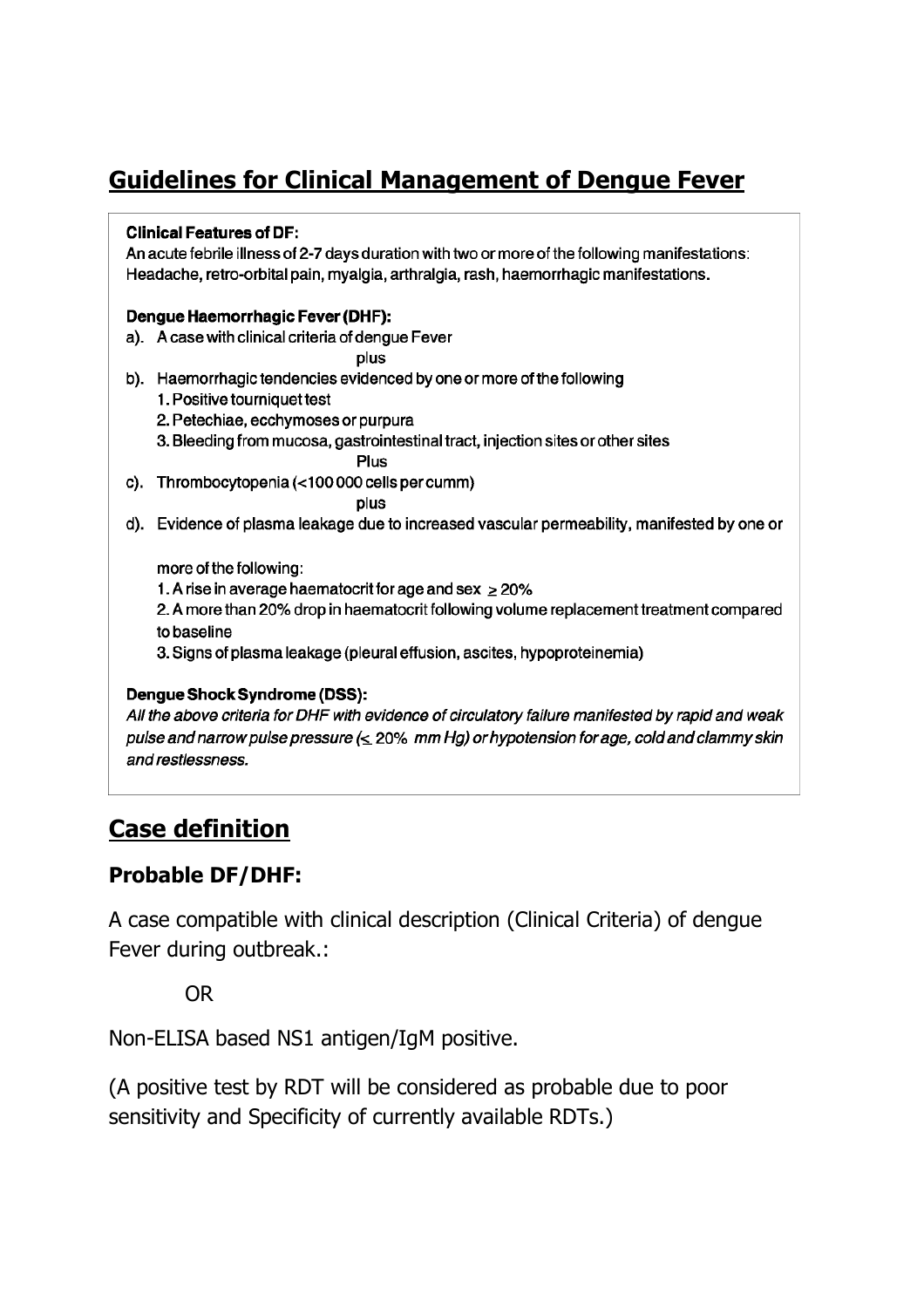# Guidelines for Clinical Management of Dengue Fever

**Clinical Features of DF:**

An acute febrile illness of 2-7 days duration with two or more of the following manifestations: Headache, retro-orbital pain, myalgia, arthralgia, rash, haemorrhagic manifestations.

**Dengue Haemorrhagic Fever (DHF):**

a). A case with clinical criteria of dengue Fever

plus

b). Haemorrhagic tendencies evidenced by one or more of the following

1. Positive tourniquet test
2. Petechiae, ecchymoses or purpura
3. Bleeding from mucosa, gastrointestinal tract, injection sites or other sites

Plus

c). Thrombocytopenia (<100 000 cells per cumm)

plus

d). Evidence of plasma leakage due to increased vascular permeability, manifested by one or more of the following:

1. A rise in average haematocrit for age and sex $\geq 20\%$
2. A more than 20% drop in haematocrit following volume replacement treatment compared to baseline
3. Signs of plasma leakage (pleural effusion, ascites, hypoproteinemia)

**Dengue Shock Syndrome (DSS):**

*All the above criteria for DHF with evidence of circulatory failure manifested by rapid and weak pulse and narrow pulse pressure ($\leq$ 20% mm Hg) or hypotension for age, cold and clammy skin and restlessness.*

## Case definition

### Probable DF/DHF:

A case compatible with clinical description (Clinical Criteria) of dengue Fever during outbreak.:

OR

Non-ELISA based NS1 antigen/IgM positive.

(A positive test by RDT will be considered as probable due to poor sensitivity and Specificity of currently available RDTs.)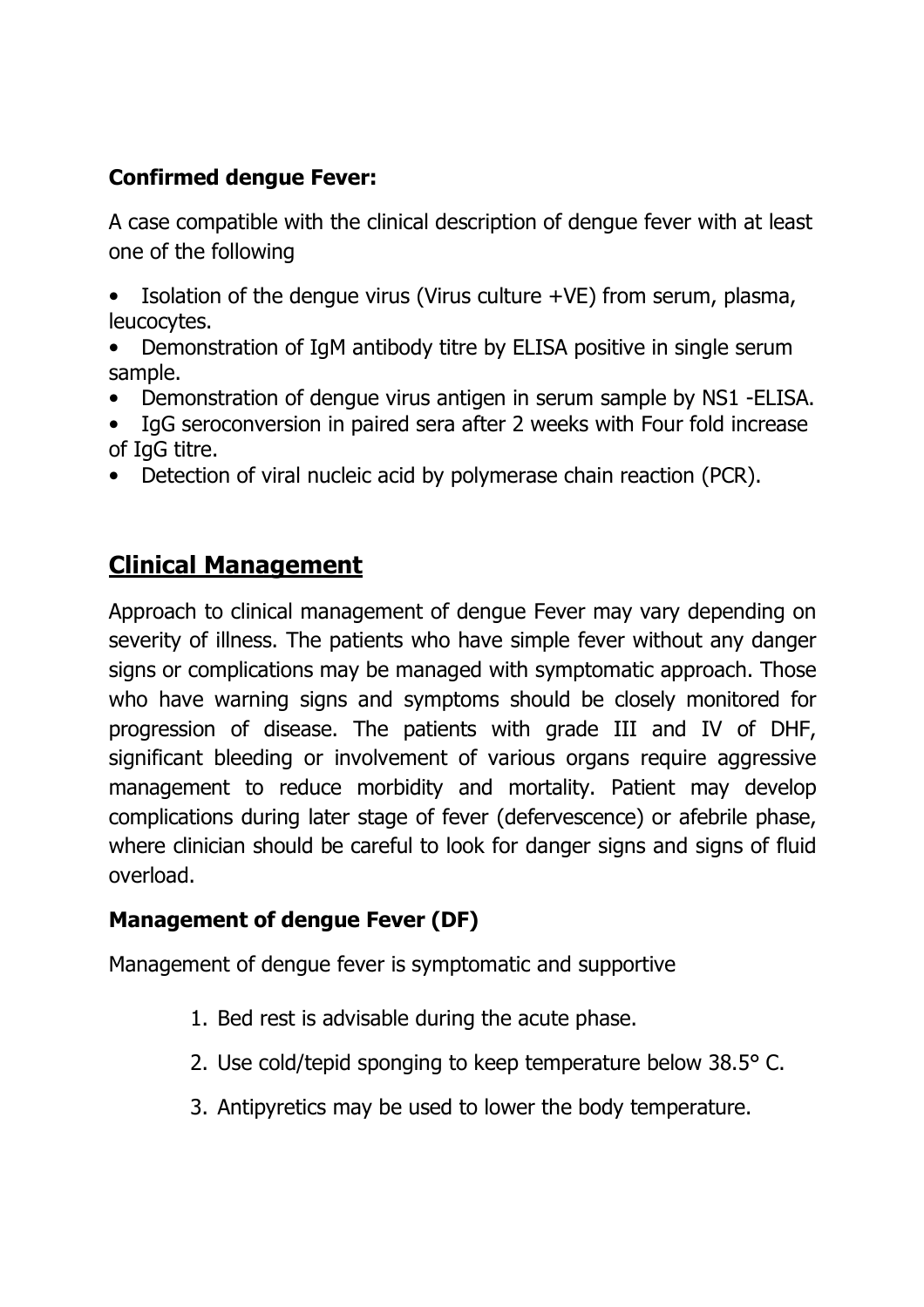**Confirmed dengue Fever:**

A case compatible with the clinical description of dengue fever with at least one of the following

- Isolation of the dengue virus (Virus culture +VE) from serum, plasma, leucocytes.
- Demonstration of IgM antibody titre by ELISA positive in single serum sample.
- Demonstration of dengue virus antigen in serum sample by NS1 -ELISA.
- IgG seroconversion in paired sera after 2 weeks with Four fold increase of IgG titre.
- Detection of viral nucleic acid by polymerase chain reaction (PCR).

## Clinical Management

Approach to clinical management of dengue Fever may vary depending on severity of illness. The patients who have simple fever without any danger signs or complications may be managed with symptomatic approach. Those who have warning signs and symptoms should be closely monitored for progression of disease. The patients with grade III and IV of DHF, significant bleeding or involvement of various organs require aggressive management to reduce morbidity and mortality. Patient may develop complications during later stage of fever (defervescence) or afebrile phase, where clinician should be careful to look for danger signs and signs of fluid overload.

**Management of dengue Fever (DF)**

Management of dengue fever is symptomatic and supportive

1. Bed rest is advisable during the acute phase.
2. Use cold/tepid sponging to keep temperature below 38.5° C.
3. Antipyretics may be used to lower the body temperature.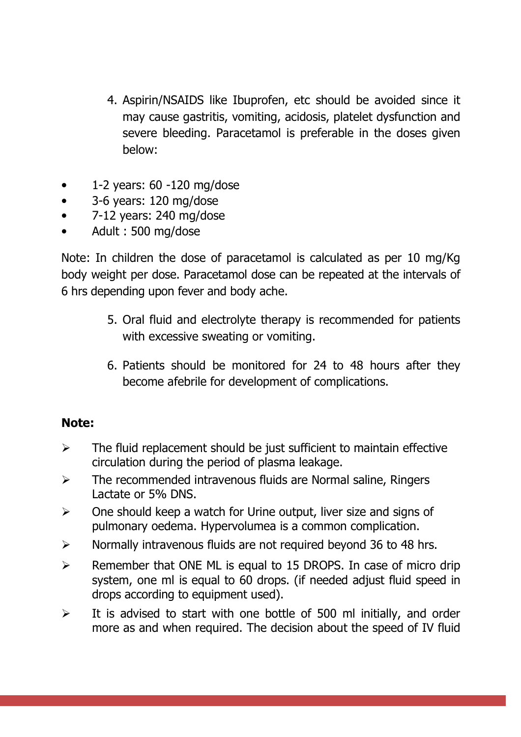4. Aspirin/NSAIDS like Ibuprofen, etc should be avoided since it may cause gastritis, vomiting, acidosis, platelet dysfunction and severe bleeding. Paracetamol is preferable in the doses given below:

- 1-2 years: 60 -120 mg/dose
- 3-6 years: 120 mg/dose
- 7-12 years: 240 mg/dose
- Adult : 500 mg/dose

Note: In children the dose of paracetamol is calculated as per 10 mg/Kg body weight per dose. Paracetamol dose can be repeated at the intervals of 6 hrs depending upon fever and body ache.

5. Oral fluid and electrolyte therapy is recommended for patients with excessive sweating or vomiting.

6. Patients should be monitored for 24 to 48 hours after they become afebrile for development of complications.

**Note:**

- The fluid replacement should be just sufficient to maintain effective circulation during the period of plasma leakage.
- The recommended intravenous fluids are Normal saline, Ringers Lactate or 5% DNS.
- One should keep a watch for Urine output, liver size and signs of pulmonary oedema. Hypervolumea is a common complication.
- Normally intravenous fluids are not required beyond 36 to 48 hrs.
- Remember that ONE ML is equal to 15 DROPS. In case of micro drip system, one ml is equal to 60 drops. (if needed adjust fluid speed in drops according to equipment used).
- It is advised to start with one bottle of 500 ml initially, and order more as and when required. The decision about the speed of IV fluid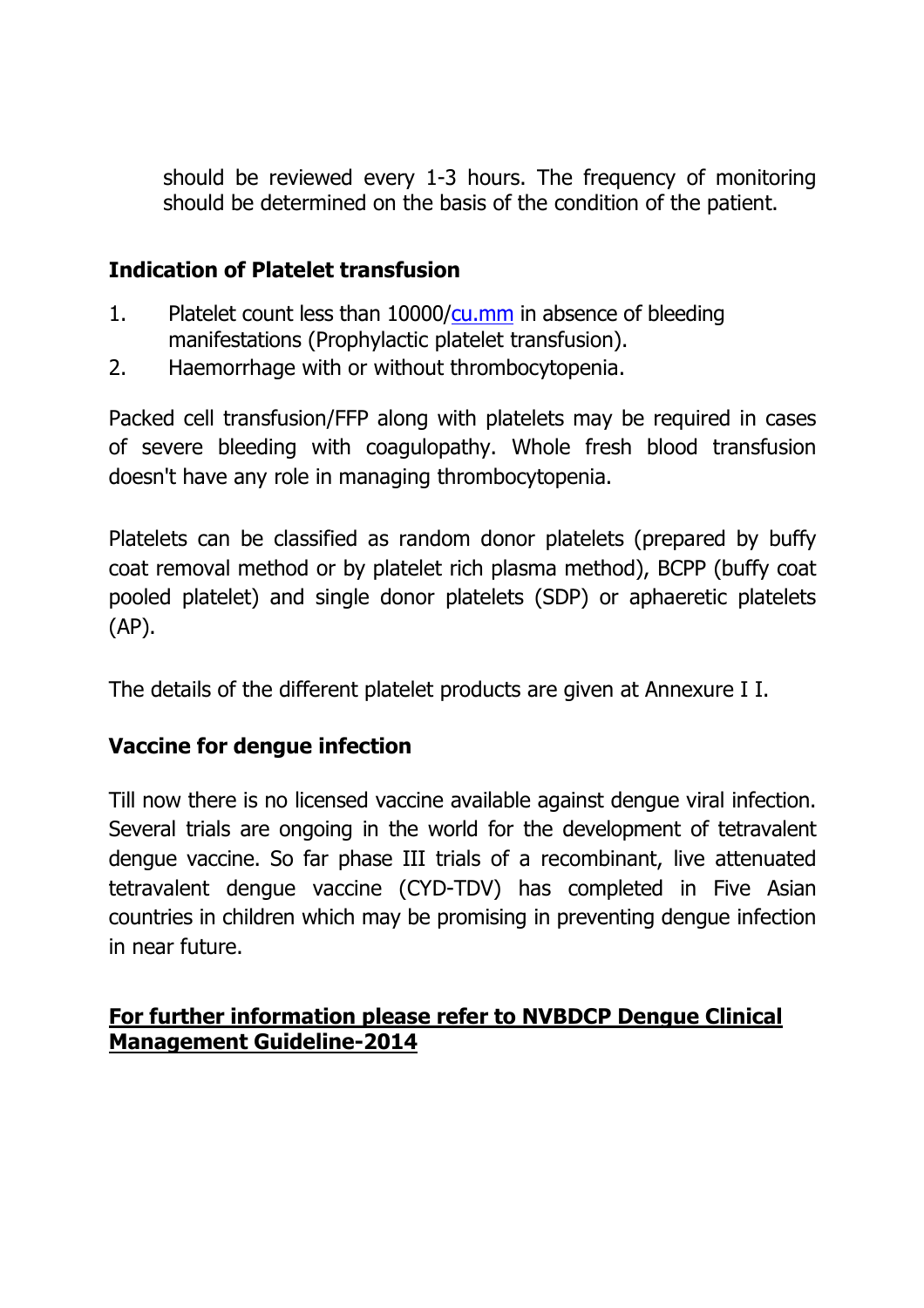should be reviewed every 1-3 hours. The frequency of monitoring should be determined on the basis of the condition of the patient.

## Indication of Platelet transfusion

1. Platelet count less than 10000/cu.mm in absence of bleeding manifestations (Prophylactic platelet transfusion).
2. Haemorrhage with or without thrombocytopenia.

Packed cell transfusion/FFP along with platelets may be required in cases of severe bleeding with coagulopathy. Whole fresh blood transfusion doesn't have any role in managing thrombocytopenia.

Platelets can be classified as random donor platelets (prepared by buffy coat removal method or by platelet rich plasma method), BCPP (buffy coat pooled platelet) and single donor platelets (SDP) or aphaeretic platelets (AP).

The details of the different platelet products are given at Annexure I I.

## Vaccine for dengue infection

Till now there is no licensed vaccine available against dengue viral infection. Several trials are ongoing in the world for the development of tetravalent dengue vaccine. So far phase III trials of a recombinant, live attenuated tetravalent dengue vaccine (CYD-TDV) has completed in Five Asian countries in children which may be promising in preventing dengue infection in near future.

**For further information please refer to NVBDCP Dengue Clinical Management Guideline-2014**